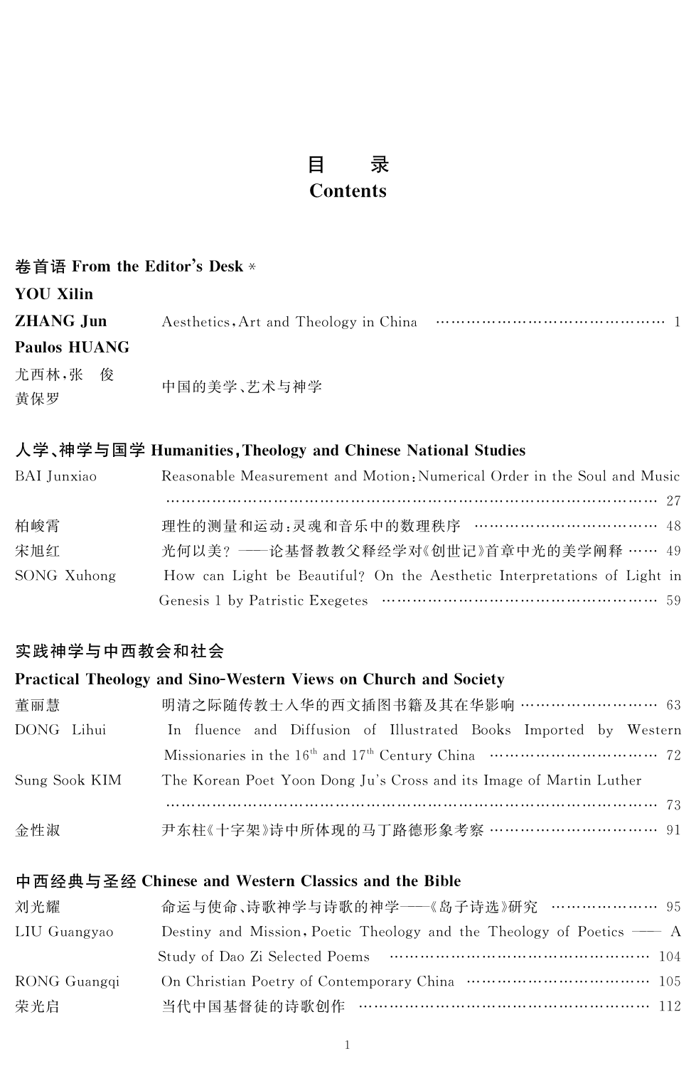# 目　　录
# Contents

## 卷首语 From the Editor's Desk *

**YOU Xilin**
**ZHANG Jun**
**Paulos HUANG**

Aesthetics, Art and Theology in China ………………………………………… 1

尤西林，张　俊
黄保罗

中国的美学、艺术与神学

## 人学、神学与国学 Humanities, Theology and Chinese National Studies

BAI Junxiao　　Reasonable Measurement and Motion: Numerical Order in the Soul and Music ……………………………………………………………………………………… 27

柏峻霄　　理性的测量和运动：灵魂和音乐中的数理秩序 ……………………………… 48

宋旭红　　光何以美？——论基督教教父释经学对《创世记》首章中光的美学阐释 …… 49

SONG Xuhong　　How can Light be Beautiful? On the Aesthetic Interpretations of Light in Genesis 1 by Patristic Exegetes ……………………………………………… 59

## 实践神学与中西教会和社会
## Practical Theology and Sino-Western Views on Church and Society

董丽慧　　明清之际随传教士入华的西文插图书籍及其在华影响 ……………………… 63

DONG Lihui　　In fluence and Diffusion of Illustrated Books Imported by Western Missionaries in the 16th and 17th Century China …………………………… 72

Sung Sook KIM　　The Korean Poet Yoon Dong Ju's Cross and its Image of Martin Luther ……………………………………………………………………………………… 73

金性淑　　尹东柱《十字架》诗中所体现的马丁路德形象考察 …………………………… 91

## 中西经典与圣经 Chinese and Western Classics and the Bible

刘光耀　　命运与使命、诗歌神学与诗歌的神学——《岛子诗选》研究 ………………… 95

LIU Guangyao　　Destiny and Mission, Poetic Theology and the Theology of Poetics —— A Study of Dao Zi Selected Poems ……………………………………………… 104

RONG Guangqi　　On Christian Poetry of Contemporary China ……………………………… 105

荣光启　　当代中国基督徒的诗歌创作 …………………………………………………… 112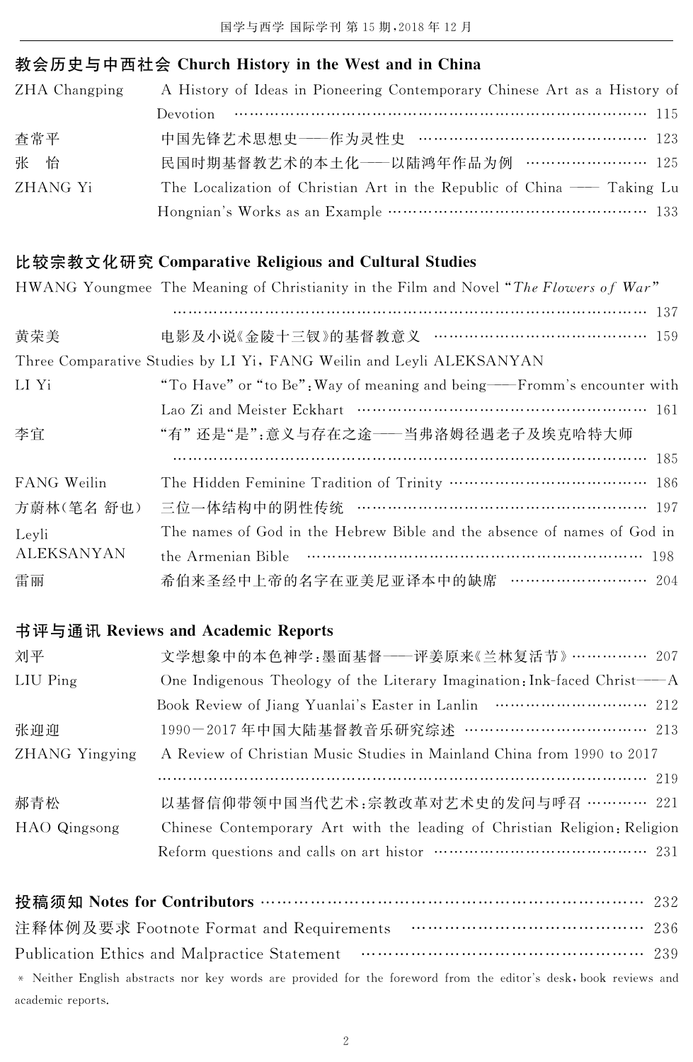## 教会历史与中西社会 Church History in the West and in China

ZHA Changping　A History of Ideas in Pioneering Contemporary Chinese Art as a History of Devotion ………… 115

查常平　中国先锋艺术思想史——作为灵性史 ………… 123

张　怡　民国时期基督教艺术的本土化——以陆鸿年作品为例 ………… 125

ZHANG Yi　The Localization of Christian Art in the Republic of China —— Taking Lu Hongnian's Works as an Example ………… 133

## 比较宗教文化研究 Comparative Religious and Cultural Studies

HWANG Youngmee　The Meaning of Christianity in the Film and Novel "*The Flowers of War*" ………… 137

黄荣美　电影及小说《金陵十三钗》的基督教意义 ………… 159

Three Comparative Studies by LI Yi, FANG Weilin and Leyli ALEKSANYAN

LI Yi　"To Have" or "to Be": Way of meaning and being——Fromm's encounter with Lao Zi and Meister Eckhart ………… 161

李宜　"有"还是"是":意义与存在之途——当弗洛姆径遇老子及埃克哈特大师 ………… 185

FANG Weilin　The Hidden Feminine Tradition of Trinity ………… 186

方蔚林(笔名 舒也)　三位一体结构中的阴性传统 ………… 197

Leyli ALEKSANYAN　The names of God in the Hebrew Bible and the absence of names of God in the Armenian Bible ………… 198

雷丽　希伯来圣经中上帝的名字在亚美尼亚译本中的缺席 ………… 204

## 书评与通讯 Reviews and Academic Reports

刘平　文学想象中的本色神学:墨面基督——评姜原来《兰林复活节》………… 207

LIU Ping　One Indigenous Theology of the Literary Imagination: Ink-faced Christ——A Book Review of Jiang Yuanlai's Easter in Lanlin ………… 212

张迎迎　1990－2017 年中国大陆基督教音乐研究综述 ………… 213

ZHANG Yingying　A Review of Christian Music Studies in Mainland China from 1990 to 2017 ………… 219

郝青松　以基督信仰带领中国当代艺术:宗教改革对艺术史的发问与呼召 ………… 221

HAO Qingsong　Chinese Contemporary Art with the leading of Christian Religion: Religion Reform questions and calls on art histor ………… 231

## 投稿须知 Notes for Contributors ………… 232

注释体例及要求 Footnote Format and Requirements ………… 236

Publication Ethics and Malpractice Statement ………… 239

\* Neither English abstracts nor key words are provided for the foreword from the editor's desk, book reviews and academic reports.